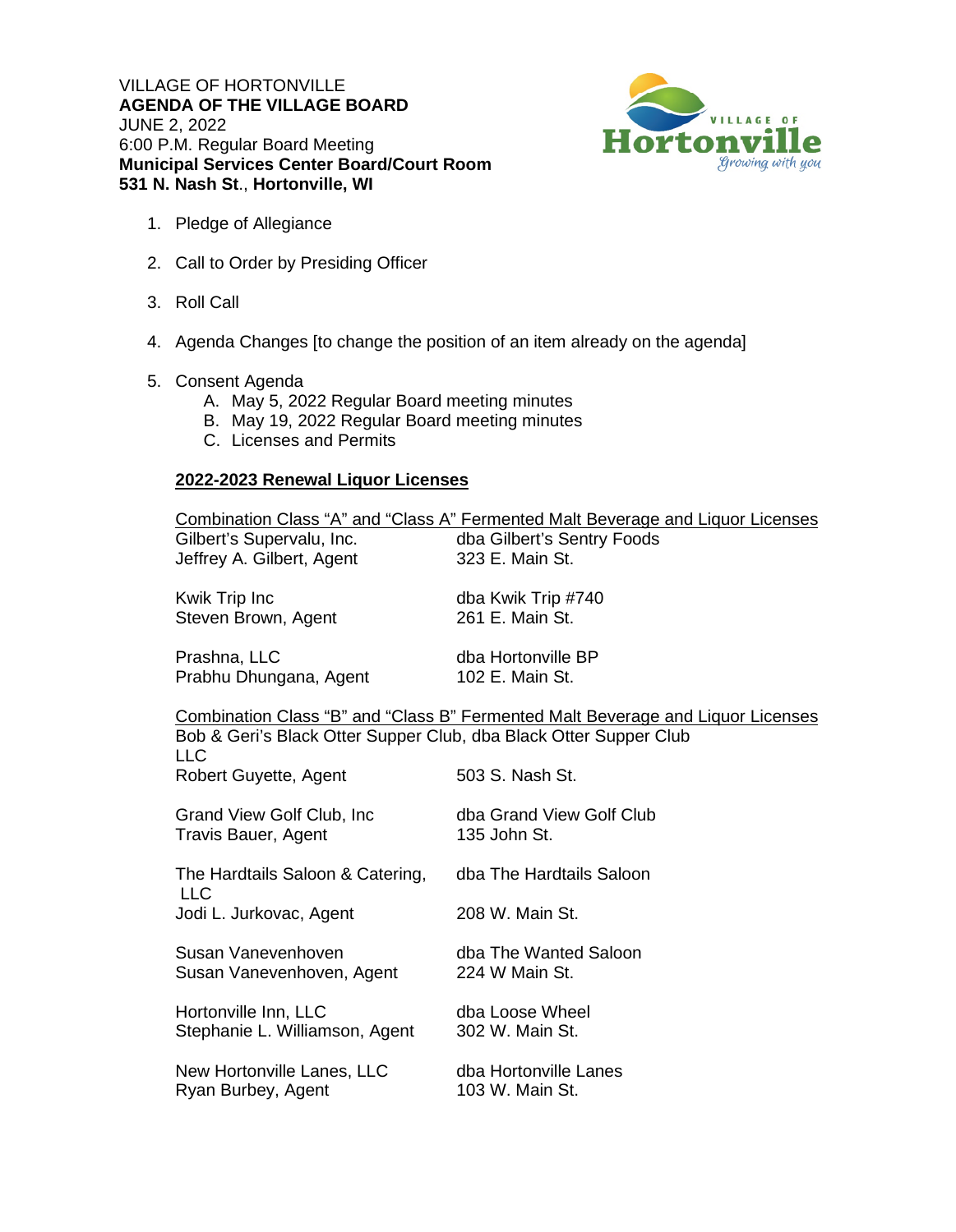VILLAGE OF HORTONVILLE
**AGENDA OF THE VILLAGE BOARD**
JUNE 2, 2022
6:00 P.M. Regular Board Meeting
**Municipal Services Center Board/Court Room**
**531 N. Nash St**., **Hortonville, WI**

1. Pledge of Allegiance

2. Call to Order by Presiding Officer

3. Roll Call

4. Agenda Changes [to change the position of an item already on the agenda]

5. Consent Agenda
   A. May 5, 2022 Regular Board meeting minutes
   B. May 19, 2022 Regular Board meeting minutes
   C. Licenses and Permits

**2022-2023 Renewal Liquor Licenses**

Combination Class "A" and "Class A" Fermented Malt Beverage and Liquor Licenses

| | |
|---|---|
| Gilbert's Supervalu, Inc.<br>Jeffrey A. Gilbert, Agent | dba Gilbert's Sentry Foods<br>323 E. Main St. |
| Kwik Trip Inc<br>Steven Brown, Agent | dba Kwik Trip #740<br>261 E. Main St. |
| Prashna, LLC<br>Prabhu Dhungana, Agent | dba Hortonville BP<br>102 E. Main St. |

Combination Class "B" and "Class B" Fermented Malt Beverage and Liquor Licenses

| | |
|---|---|
| Bob & Geri's Black Otter Supper Club, dba Black Otter Supper Club LLC<br>Robert Guyette, Agent | 503 S. Nash St. |
| Grand View Golf Club, Inc<br>Travis Bauer, Agent | dba Grand View Golf Club<br>135 John St. |
| The Hardtails Saloon & Catering, LLC<br>Jodi L. Jurkovac, Agent | dba The Hardtails Saloon<br>208 W. Main St. |
| Susan Vanevenhoven<br>Susan Vanevenhoven, Agent | dba The Wanted Saloon<br>224 W Main St. |
| Hortonville Inn, LLC<br>Stephanie L. Williamson, Agent | dba Loose Wheel<br>302 W. Main St. |
| New Hortonville Lanes, LLC<br>Ryan Burbey, Agent | dba Hortonville Lanes<br>103 W. Main St. |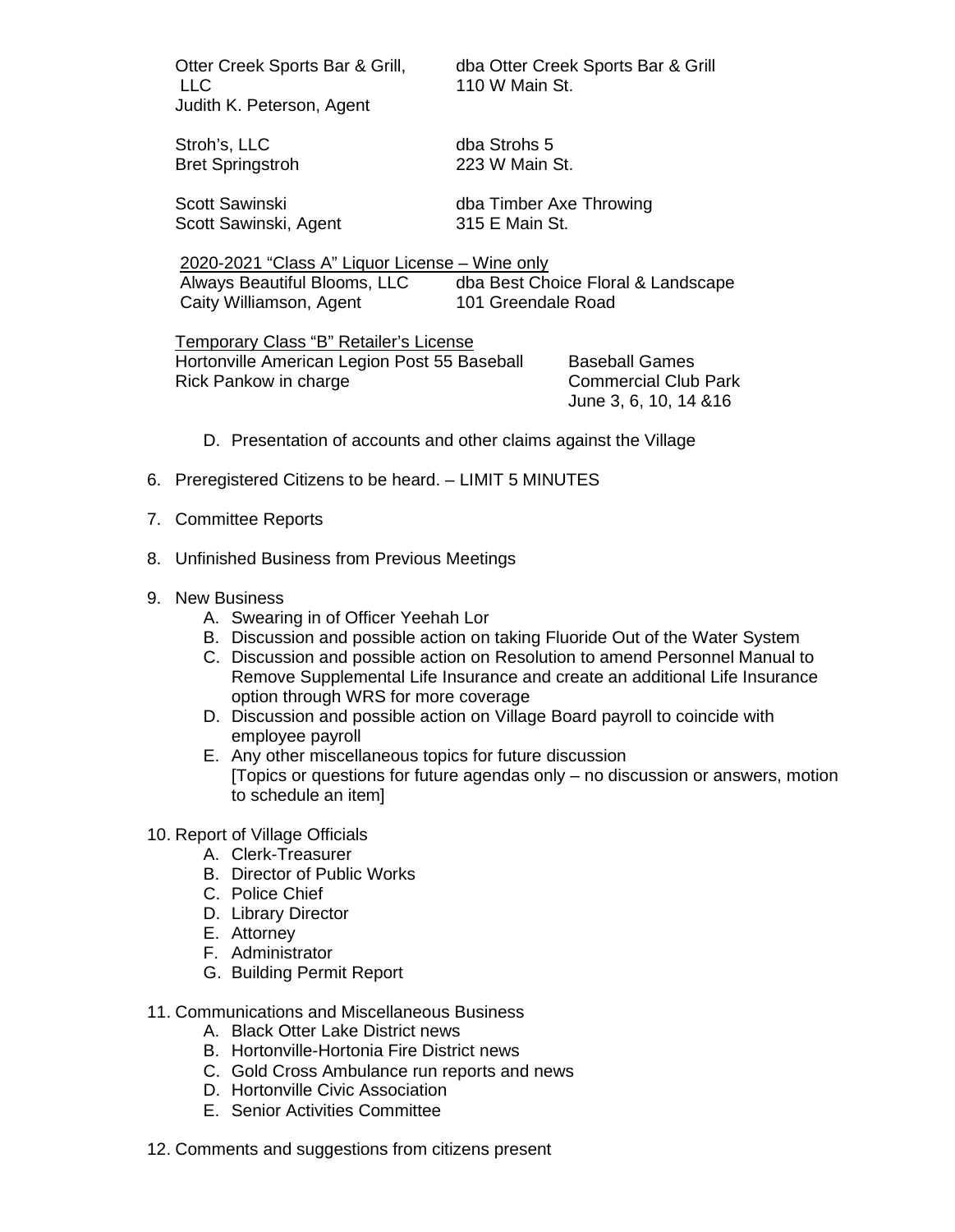| | |
|---|---|
| Otter Creek Sports Bar & Grill, LLC<br>Judith K. Peterson, Agent | dba Otter Creek Sports Bar & Grill<br>110 W Main St. |
| Stroh's, LLC<br>Bret Springstroh | dba Strohs 5<br>223 W Main St. |
| Scott Sawinski<br>Scott Sawinski, Agent | dba Timber Axe Throwing<br>315 E Main St. |

<u>2020-2021 "Class A" Liquor License – Wine only</u>

| | |
|---|---|
| Always Beautiful Blooms, LLC<br>Caity Williamson, Agent | dba Best Choice Floral & Landscape<br>101 Greendale Road |

<u>Temporary Class "B" Retailer's License</u>

| | |
|---|---|
| Hortonville American Legion Post 55 Baseball<br>Rick Pankow in charge | Baseball Games<br>Commercial Club Park<br>June 3, 6, 10, 14 &16 |

D. Presentation of accounts and other claims against the Village

6. Preregistered Citizens to be heard. – LIMIT 5 MINUTES

7. Committee Reports

8. Unfinished Business from Previous Meetings

9. New Business
   A. Swearing in of Officer Yeehah Lor
   B. Discussion and possible action on taking Fluoride Out of the Water System
   C. Discussion and possible action on Resolution to amend Personnel Manual to Remove Supplemental Life Insurance and create an additional Life Insurance option through WRS for more coverage
   D. Discussion and possible action on Village Board payroll to coincide with employee payroll
   E. Any other miscellaneous topics for future discussion
      [Topics or questions for future agendas only – no discussion or answers, motion to schedule an item]

10. Report of Village Officials
    A. Clerk-Treasurer
    B. Director of Public Works
    C. Police Chief
    D. Library Director
    E. Attorney
    F. Administrator
    G. Building Permit Report

11. Communications and Miscellaneous Business
    A. Black Otter Lake District news
    B. Hortonville-Hortonia Fire District news
    C. Gold Cross Ambulance run reports and news
    D. Hortonville Civic Association
    E. Senior Activities Committee

12. Comments and suggestions from citizens present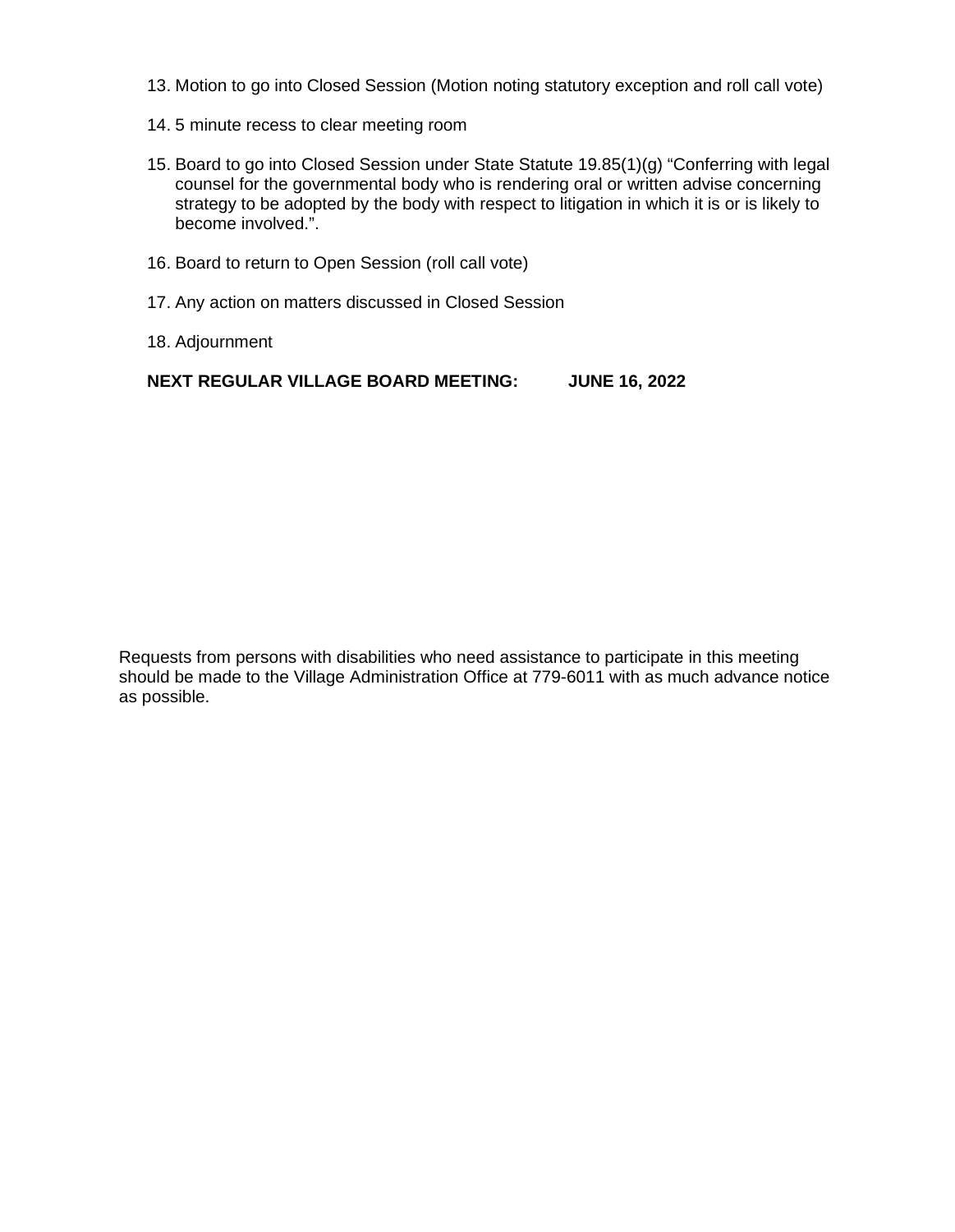13. Motion to go into Closed Session (Motion noting statutory exception and roll call vote)

14. 5 minute recess to clear meeting room

15. Board to go into Closed Session under State Statute 19.85(1)(g) "Conferring with legal counsel for the governmental body who is rendering oral or written advise concerning strategy to be adopted by the body with respect to litigation in which it is or is likely to become involved.".

16. Board to return to Open Session (roll call vote)

17. Any action on matters discussed in Closed Session

18. Adjournment

**NEXT REGULAR VILLAGE BOARD MEETING: JUNE 16, 2022**

Requests from persons with disabilities who need assistance to participate in this meeting should be made to the Village Administration Office at 779-6011 with as much advance notice as possible.